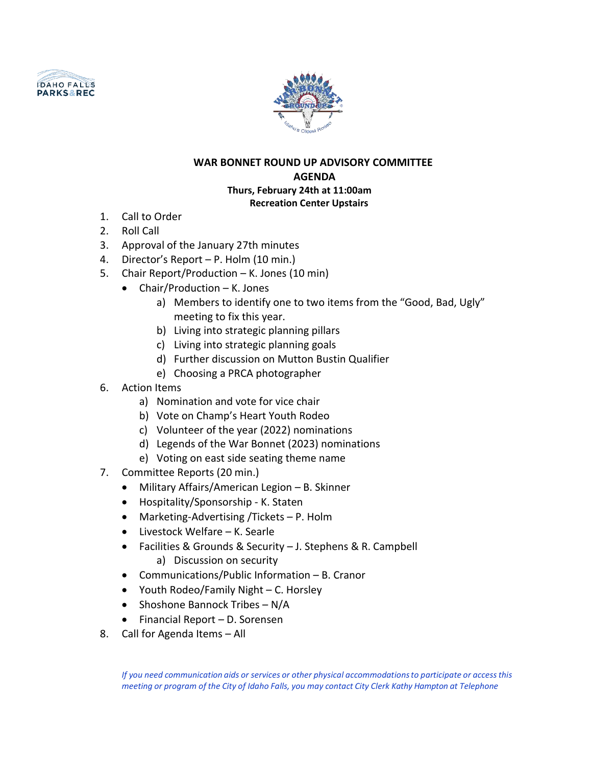# WAR BONNET ROUND UP ADVISORY COMMITTEE

## AGENDA

**Thurs, February 24th at 11:00am**

**Recreation Center Upstairs**

1. Call to Order
2. Roll Call
3. Approval of the January 27th minutes
4. Director's Report – P. Holm (10 min.)
5. Chair Report/Production – K. Jones (10 min)
   - Chair/Production – K. Jones
     - a) Members to identify one to two items from the "Good, Bad, Ugly" meeting to fix this year.
     - b) Living into strategic planning pillars
     - c) Living into strategic planning goals
     - d) Further discussion on Mutton Bustin Qualifier
     - e) Choosing a PRCA photographer
6. Action Items
   - a) Nomination and vote for vice chair
   - b) Vote on Champ's Heart Youth Rodeo
   - c) Volunteer of the year (2022) nominations
   - d) Legends of the War Bonnet (2023) nominations
   - e) Voting on east side seating theme name
7. Committee Reports (20 min.)
   - Military Affairs/American Legion – B. Skinner
   - Hospitality/Sponsorship - K. Staten
   - Marketing-Advertising /Tickets – P. Holm
   - Livestock Welfare – K. Searle
   - Facilities & Grounds & Security – J. Stephens & R. Campbell
     - a) Discussion on security
   - Communications/Public Information – B. Cranor
   - Youth Rodeo/Family Night – C. Horsley
   - Shoshone Bannock Tribes – N/A
   - Financial Report – D. Sorensen
8. Call for Agenda Items – All

*If you need communication aids or services or other physical accommodations to participate or access this meeting or program of the City of Idaho Falls, you may contact City Clerk Kathy Hampton at Telephone*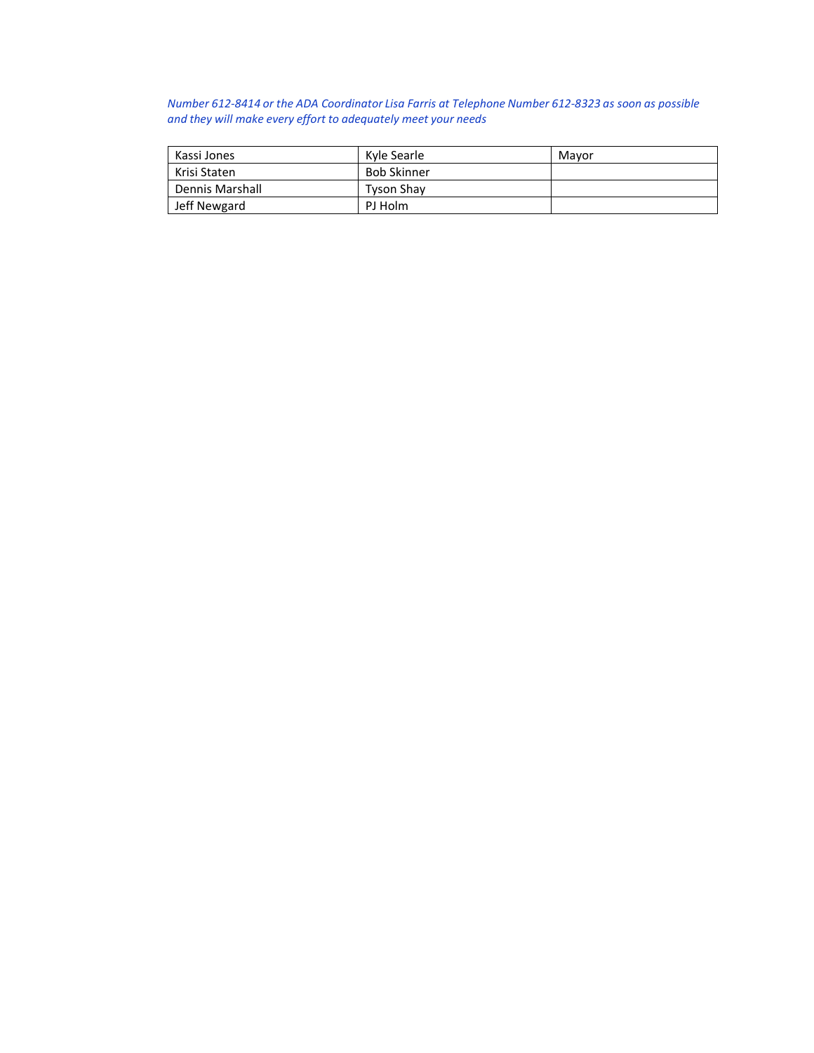*Number 612-8414 or the ADA Coordinator Lisa Farris at Telephone Number 612-8323 as soon as possible and they will make every effort to adequately meet your needs*

| | | |
|---|---|---|
| Kassi Jones | Kyle Searle | Mayor |
| Krisi Staten | Bob Skinner | |
| Dennis Marshall | Tyson Shay | |
| Jeff Newgard | PJ Holm | |